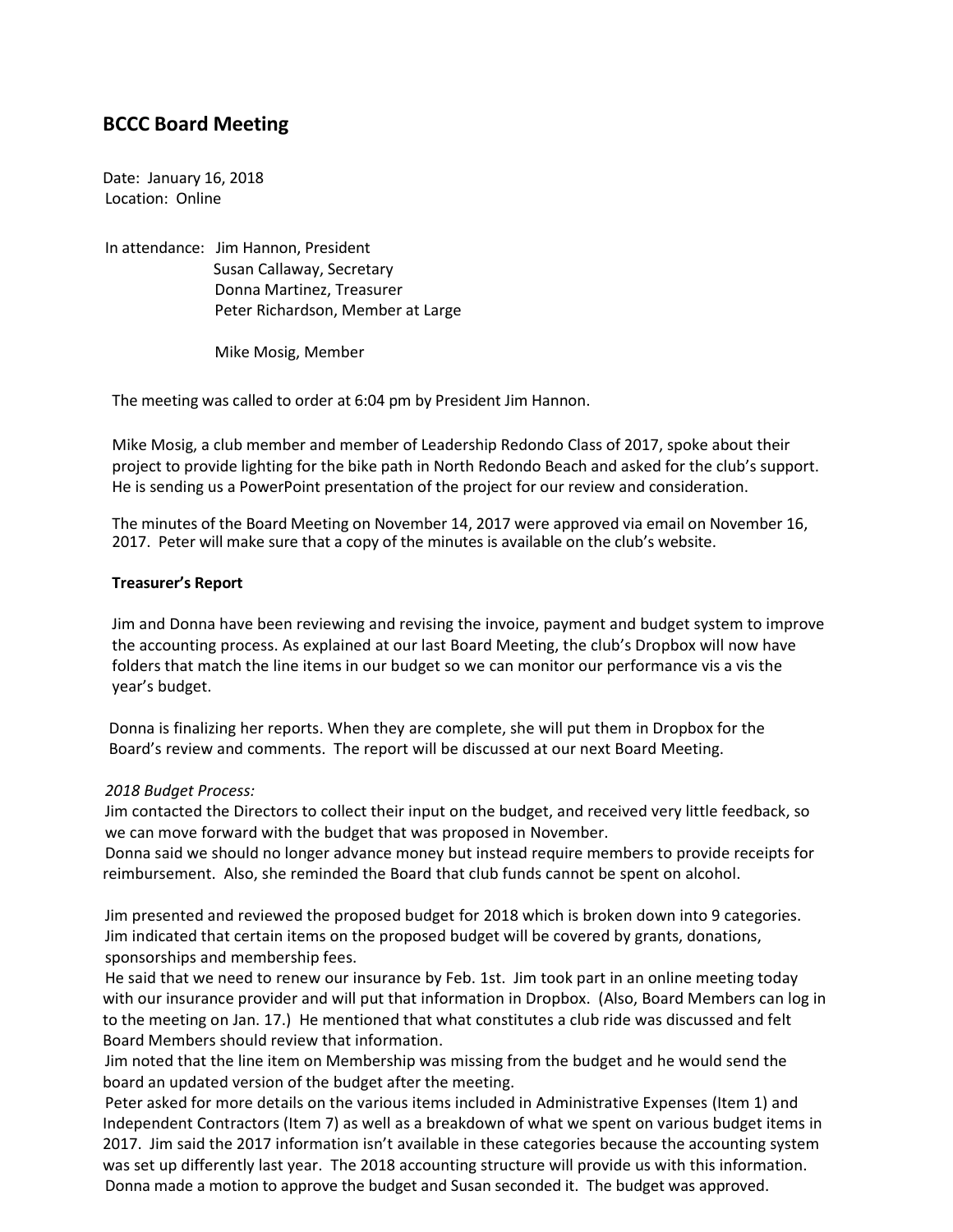## BCCC Board Meeting

Date: January 16, 2018
Location: Online

In attendance: Jim Hannon, President
Susan Callaway, Secretary
Donna Martinez, Treasurer
Peter Richardson, Member at Large

Mike Mosig, Member

The meeting was called to order at 6:04 pm by President Jim Hannon.

Mike Mosig, a club member and member of Leadership Redondo Class of 2017, spoke about their project to provide lighting for the bike path in North Redondo Beach and asked for the club's support. He is sending us a PowerPoint presentation of the project for our review and consideration.

The minutes of the Board Meeting on November 14, 2017 were approved via email on November 16, 2017. Peter will make sure that a copy of the minutes is available on the club's website.

**Treasurer's Report**

Jim and Donna have been reviewing and revising the invoice, payment and budget system to improve the accounting process. As explained at our last Board Meeting, the club's Dropbox will now have folders that match the line items in our budget so we can monitor our performance vis a vis the year's budget.

Donna is finalizing her reports. When they are complete, she will put them in Dropbox for the Board's review and comments. The report will be discussed at our next Board Meeting.

*2018 Budget Process:*

Jim contacted the Directors to collect their input on the budget, and received very little feedback, so we can move forward with the budget that was proposed in November.

Donna said we should no longer advance money but instead require members to provide receipts for reimbursement. Also, she reminded the Board that club funds cannot be spent on alcohol.

Jim presented and reviewed the proposed budget for 2018 which is broken down into 9 categories. Jim indicated that certain items on the proposed budget will be covered by grants, donations, sponsorships and membership fees.

He said that we need to renew our insurance by Feb. 1st. Jim took part in an online meeting today with our insurance provider and will put that information in Dropbox. (Also, Board Members can log in to the meeting on Jan. 17.) He mentioned that what constitutes a club ride was discussed and felt Board Members should review that information.

Jim noted that the line item on Membership was missing from the budget and he would send the board an updated version of the budget after the meeting.

Peter asked for more details on the various items included in Administrative Expenses (Item 1) and Independent Contractors (Item 7) as well as a breakdown of what we spent on various budget items in 2017. Jim said the 2017 information isn't available in these categories because the accounting system was set up differently last year. The 2018 accounting structure will provide us with this information.

Donna made a motion to approve the budget and Susan seconded it. The budget was approved.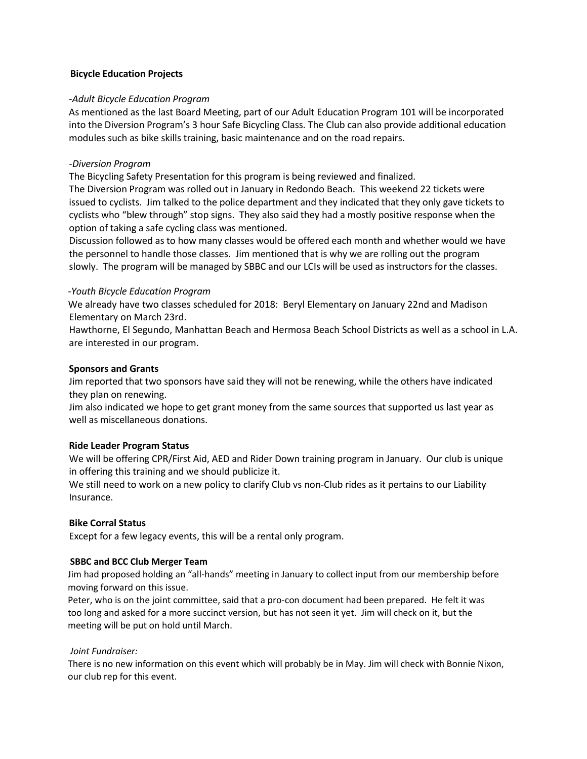**Bicycle Education Projects**

*-Adult Bicycle Education Program*

As mentioned as the last Board Meeting, part of our Adult Education Program 101 will be incorporated into the Diversion Program's 3 hour Safe Bicycling Class. The Club can also provide additional education modules such as bike skills training, basic maintenance and on the road repairs.

*-Diversion Program*

The Bicycling Safety Presentation for this program is being reviewed and finalized.

The Diversion Program was rolled out in January in Redondo Beach. This weekend 22 tickets were issued to cyclists. Jim talked to the police department and they indicated that they only gave tickets to cyclists who "blew through" stop signs. They also said they had a mostly positive response when the option of taking a safe cycling class was mentioned.

Discussion followed as to how many classes would be offered each month and whether would we have the personnel to handle those classes. Jim mentioned that is why we are rolling out the program slowly. The program will be managed by SBBC and our LCIs will be used as instructors for the classes.

*-Youth Bicycle Education Program*

We already have two classes scheduled for 2018: Beryl Elementary on January 22nd and Madison Elementary on March 23rd.

Hawthorne, El Segundo, Manhattan Beach and Hermosa Beach School Districts as well as a school in L.A. are interested in our program.

**Sponsors and Grants**

Jim reported that two sponsors have said they will not be renewing, while the others have indicated they plan on renewing.

Jim also indicated we hope to get grant money from the same sources that supported us last year as well as miscellaneous donations.

**Ride Leader Program Status**

We will be offering CPR/First Aid, AED and Rider Down training program in January. Our club is unique in offering this training and we should publicize it.

We still need to work on a new policy to clarify Club vs non-Club rides as it pertains to our Liability Insurance.

**Bike Corral Status**

Except for a few legacy events, this will be a rental only program.

**SBBC and BCC Club Merger Team**

Jim had proposed holding an "all-hands" meeting in January to collect input from our membership before moving forward on this issue.

Peter, who is on the joint committee, said that a pro-con document had been prepared. He felt it was too long and asked for a more succinct version, but has not seen it yet. Jim will check on it, but the meeting will be put on hold until March.

*Joint Fundraiser:*

There is no new information on this event which will probably be in May. Jim will check with Bonnie Nixon, our club rep for this event.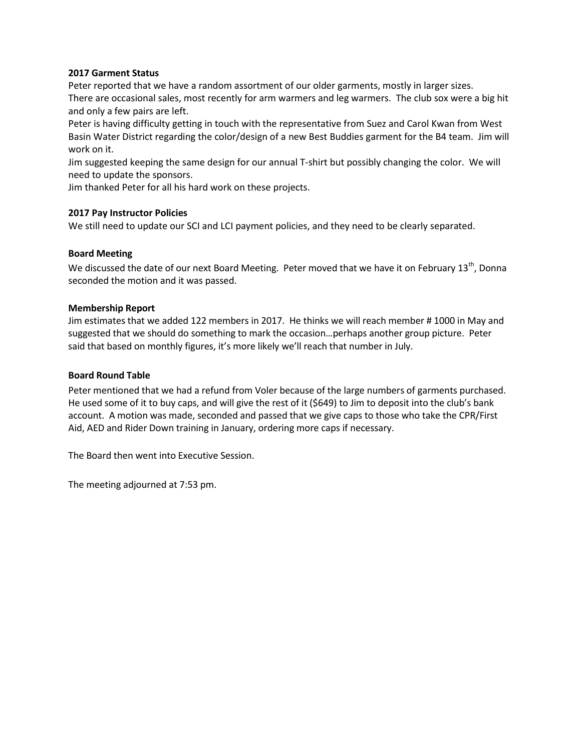**2017 Garment Status**

Peter reported that we have a random assortment of our older garments, mostly in larger sizes. There are occasional sales, most recently for arm warmers and leg warmers. The club sox were a big hit and only a few pairs are left.

Peter is having difficulty getting in touch with the representative from Suez and Carol Kwan from West Basin Water District regarding the color/design of a new Best Buddies garment for the B4 team. Jim will work on it.

Jim suggested keeping the same design for our annual T-shirt but possibly changing the color. We will need to update the sponsors.

Jim thanked Peter for all his hard work on these projects.

**2017 Pay Instructor Policies**

We still need to update our SCI and LCI payment policies, and they need to be clearly separated.

**Board Meeting**

We discussed the date of our next Board Meeting. Peter moved that we have it on February 13th, Donna seconded the motion and it was passed.

**Membership Report**

Jim estimates that we added 122 members in 2017. He thinks we will reach member # 1000 in May and suggested that we should do something to mark the occasion…perhaps another group picture. Peter said that based on monthly figures, it's more likely we'll reach that number in July.

**Board Round Table**

Peter mentioned that we had a refund from Voler because of the large numbers of garments purchased. He used some of it to buy caps, and will give the rest of it ($649) to Jim to deposit into the club's bank account. A motion was made, seconded and passed that we give caps to those who take the CPR/First Aid, AED and Rider Down training in January, ordering more caps if necessary.

The Board then went into Executive Session.

The meeting adjourned at 7:53 pm.